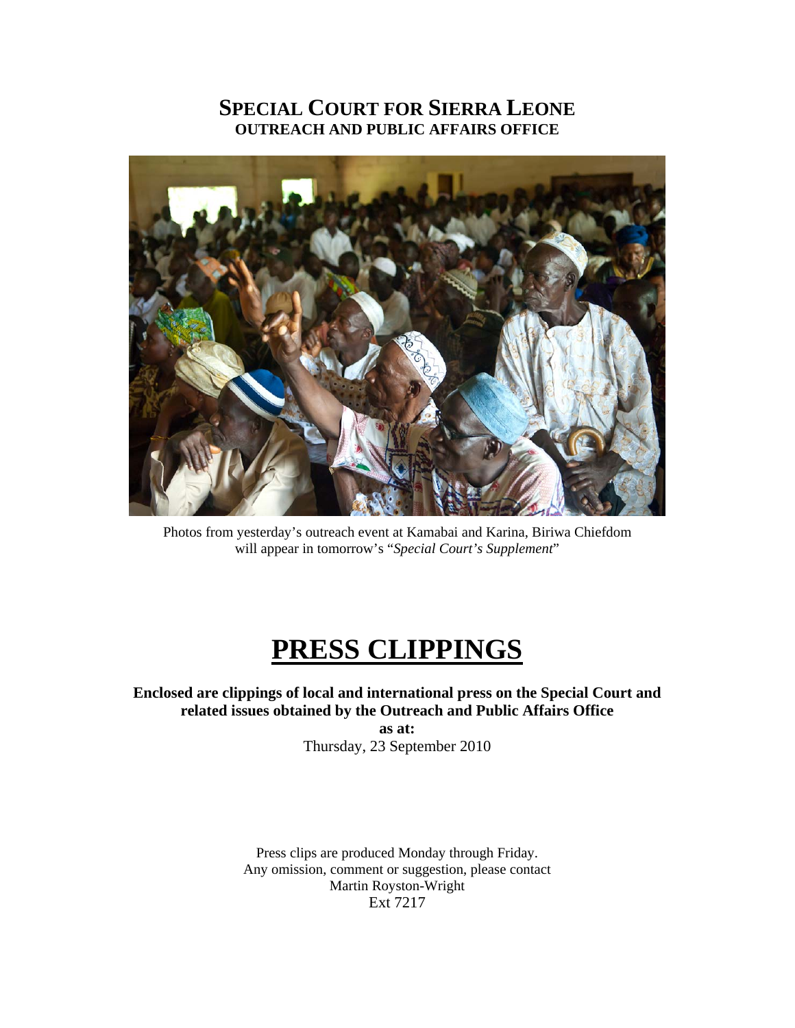# SPECIAL COURT FOR SIERRA LEONE
## OUTREACH AND PUBLIC AFFAIRS OFFICE

Photos from yesterday's outreach event at Kamabai and Karina, Biriwa Chiefdom will appear in tomorrow's "*Special Court's Supplement*"

# PRESS CLIPPINGS

**Enclosed are clippings of local and international press on the Special Court and related issues obtained by the Outreach and Public Affairs Office**
**as at:**
Thursday, 23 September 2010

Press clips are produced Monday through Friday.
Any omission, comment or suggestion, please contact
Martin Royston-Wright
Ext 7217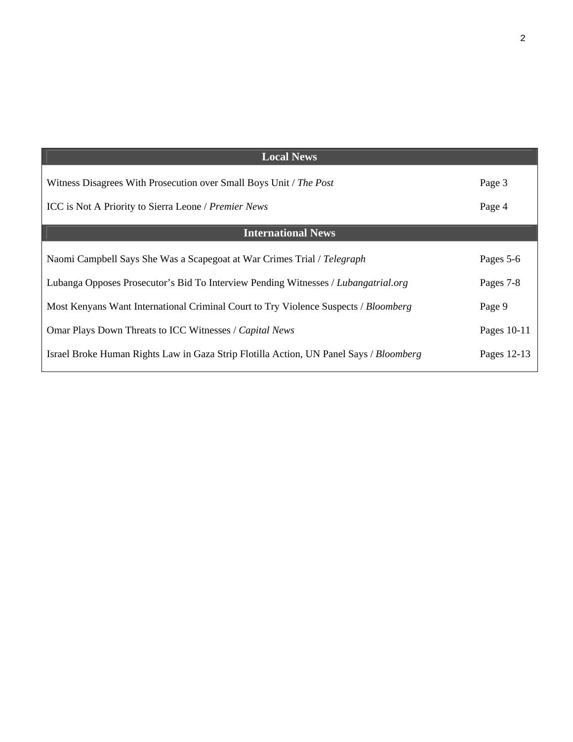| Local News | |
|---|---|
| Witness Disagrees With Prosecution over Small Boys Unit / *The Post* | Page 3 |
| ICC is Not A Priority to Sierra Leone / *Premier News* | Page 4 |
| **International News** | |
| Naomi Campbell Says She Was a Scapegoat at War Crimes Trial / *Telegraph* | Pages 5-6 |
| Lubanga Opposes Prosecutor's Bid To Interview Pending Witnesses / *Lubangatrial.org* | Pages 7-8 |
| Most Kenyans Want International Criminal Court to Try Violence Suspects / *Bloomberg* | Page 9 |
| Omar Plays Down Threats to ICC Witnesses / *Capital News* | Pages 10-11 |
| Israel Broke Human Rights Law in Gaza Strip Flotilla Action, UN Panel Says / *Bloomberg* | Pages 12-13 |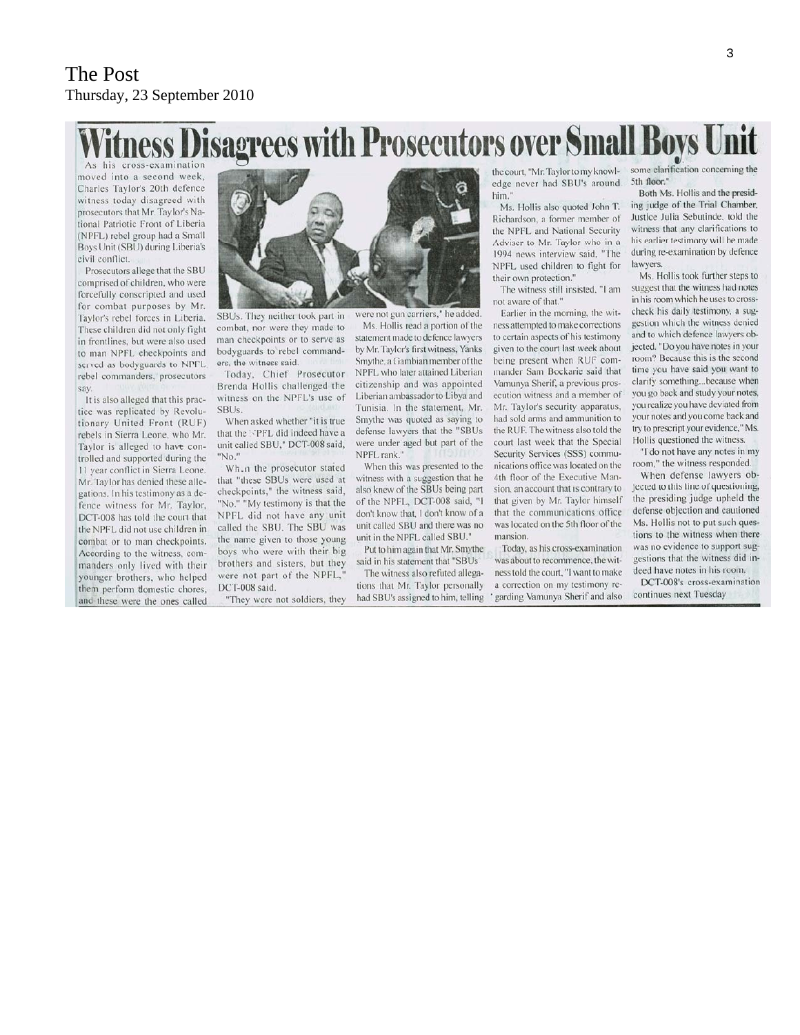The Post
Thursday, 23 September 2010

# Witness Disagrees with Prosecutors over Small Boys Unit

As his cross-examination moved into a second week, Charles Taylor's 20th defence witness today disagreed with prosecutors that Mr. Taylor's National Patriotic Front of Liberia (NPFL) rebel group had a Small Boys Unit (SBU) during Liberia's civil conflict.

Prosecutors allege that the SBU comprised of children, who were forcefully conscripted and used for combat purposes by Mr. Taylor's rebel forces in Liberia. These children did not only fight in frontlines, but were also used to man NPFL checkpoints and served as bodyguards to NPFL rebel commanders, prosecutors say.

It is also alleged that this practice was replicated by Revolutionary United Front (RUF) rebels in Sierra Leone, who Mr. Taylor is alleged to have controlled and supported during the 11 year conflict in Sierra Leone. Mr. Taylor has denied these allegations. In his testimony as a defence witness for Mr. Taylor, DCT-008 has told the court that the NPFL did not use children in combat or to man checkpoints. According to the witness, commanders only lived with their younger brothers, who helped them perform domestic chores, and these were the ones called SBUs. They neither took part in combat, nor were they made to man checkpoints or to serve as bodyguards to rebel commanders, the witness said.

Today, Chief Prosecutor Brenda Hollis challenged the witness on the NPFL's use of SBUs.

When asked whether "it is true that the NPFL did indeed have a unit called SBU," DCT-008 said, "No."

When the prosecutor stated that "these SBUs were used at checkpoints," the witness said, "No." "My testimony is that the NPFL did not have any unit called the SBU. The SBU was the name given to those young boys who were with their big brothers and sisters, but they were not part of the NPFL," DCT-008 said.

"They were not soldiers, they were not gun carriers," he added.

Ms. Hollis read a portion of the statement made to defence lawyers by Mr. Taylor's first witness, Yanks Smythe, a Gambian member of the NPFL who later attained Liberian citizenship and was appointed Liberian ambassador to Libya and Tunisia. In the statement, Mr. Smythe was quoted as saying to defense lawyers that the "SBUs were under aged but part of the NPFL rank."

When this was presented to the witness with a suggestion that he also knew of the SBUs being part of the NPFL, DCT-008 said, "I don't know that, I don't know of a unit called SBU and there was no unit in the NPFL called SBU."

Put to him again that Mr. Smythe said in his statement that "SBUs

The witness also refuted allegations that Mr. Taylor personally had SBU's assigned to him, telling the court, "Mr. Taylor to my knowledge never had SBU's around him."

Ms. Hollis also quoted John T. Richardson, a former member of the NPFL and National Security Adviser to Mr. Taylor who in a 1994 news interview said, "The NPFL used children to fight for their own protection."

The witness still insisted, "I am not aware of that."

Earlier in the morning, the witness attempted to make corrections to certain aspects of his testimony given to the court last week about being present when RUF commander Sam Bockarie said that Vamunya Sherif, a previous prosecution witness and a member of Mr. Taylor's security apparatus, had sold arms and ammunition to the RUF. The witness also told the court last week that the Special Security Services (SSS) communications office was located on the 4th floor of the Executive Mansion, an account that is contrary to that given by Mr. Taylor himself that the communications office was located on the 5th floor of the mansion.

Today, as his cross-examination was about to recommence, the witness told the court, "I want to make a correction on my testimony regarding Vamunya Sherif and also some clarification concerning the 5th floor."

Both Ms. Hollis and the presiding judge of the Trial Chamber, Justice Julia Sebutinde, told the witness that any clarifications to his earlier testimony will be made during re-examination by defence lawyers.

Ms. Hollis took further steps to suggest that the witness had notes in his room which he uses to cross-check his daily testimony, a suggestion which the witness denied and to which defence lawyers objected. "Do you have notes in your room? Because this is the second time you have said you want to clarify something...because when you go back and study your notes, you realize you have deviated from your notes and you come back and try to prescript your evidence," Ms. Hollis questioned the witness.

"I do not have any notes in my room," the witness responded.

When defense lawyers objected to this line of questioning, the presiding judge upheld the defense objection and cautioned Ms. Hollis not to put such questions to the witness when there was no evidence to support suggestions that the witness did indeed have notes in his room.

DCT-008's cross-examination continues next Tuesday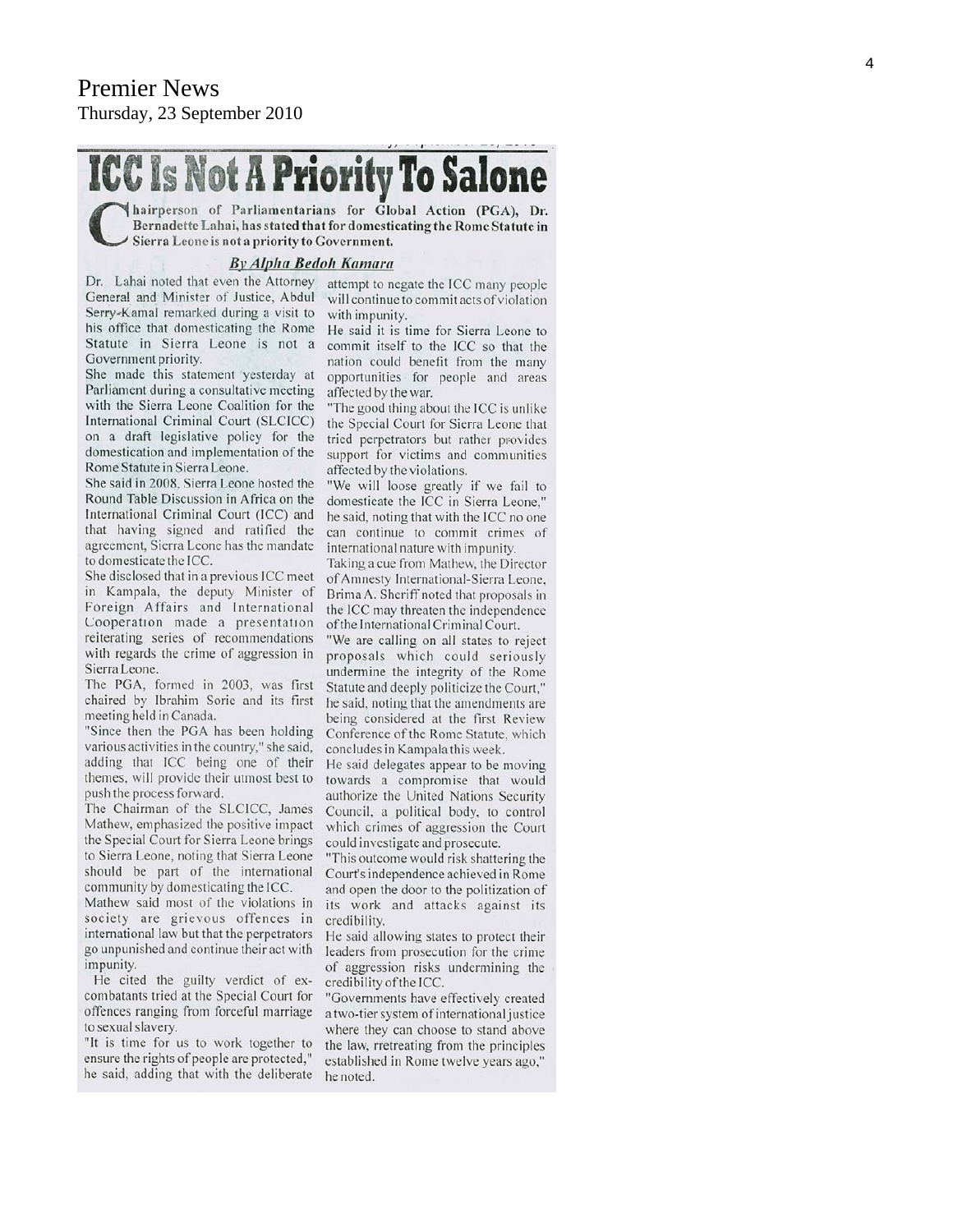# Premier News

Thursday, 23 September 2010

## ICC Is Not A Priority To Salone

**Chairperson of Parliamentarians for Global Action (PGA), Dr. Bernadette Lahai, has stated that for domesticating the Rome Statute in Sierra Leone is not a priority to Government.**

***By Alpha Bedoh Kamara***

Dr. Lahai noted that even the Attorney General and Minister of Justice, Abdul Serry-Kamal remarked during a visit to his office that domesticating the Rome Statute in Sierra Leone is not a Government priority.

She made this statement yesterday at Parliament during a consultative meeting with the Sierra Leone Coalition for the International Criminal Court (SLCICC) on a draft legislative policy for the domestication and implementation of the Rome Statute in Sierra Leone.

She said in 2008, Sierra Leone hosted the Round Table Discussion in Africa on the International Criminal Court (ICC) and that having signed and ratified the agreement, Sierra Leone has the mandate to domesticate the ICC.

She disclosed that in a previous ICC meet in Kampala, the deputy Minister of Foreign Affairs and International Cooperation made a presentation reiterating series of recommendations with regards the crime of aggression in Sierra Leone.

The PGA, formed in 2003, was first chaired by Ibrahim Sorie and its first meeting held in Canada.

"Since then the PGA has been holding various activities in the country," she said, adding that ICC being one of their themes, will provide their utmost best to push the process forward.

The Chairman of the SLCICC, James Mathew, emphasized the positive impact the Special Court for Sierra Leone brings to Sierra Leone, noting that Sierra Leone should be part of the international community by domesticating the ICC.

Mathew said most of the violations in society are grievous offences in international law but that the perpetrators go unpunished and continue their act with impunity.

He cited the guilty verdict of ex-combatants tried at the Special Court for offences ranging from forceful marriage to sexual slavery.

"It is time for us to work together to ensure the rights of people are protected," he said, adding that with the deliberate attempt to negate the ICC many people will continue to commit acts of violation with impunity.

He said it is time for Sierra Leone to commit itself to the ICC so that the nation could benefit from the many opportunities for people and areas affected by the war.

"The good thing about the ICC is unlike the Special Court for Sierra Leone that tried perpetrators but rather provides support for victims and communities affected by the violations.

"We will loose greatly if we fail to domesticate the ICC in Sierra Leone," he said, noting that with the ICC no one can continue to commit crimes of international nature with impunity.

Taking a cue from Mathew, the Director of Amnesty International-Sierra Leone, Brima A. Sheriff noted that proposals in the ICC may threaten the independence of the International Criminal Court.

"We are calling on all states to reject proposals which could seriously undermine the integrity of the Rome Statute and deeply politicize the Court," he said, noting that the amendments are being considered at the first Review Conference of the Rome Statute, which concludes in Kampala this week.

He said delegates appear to be moving towards a compromise that would authorize the United Nations Security Council, a political body, to control which crimes of aggression the Court could investigate and prosecute.

"This outcome would risk shattering the Court's independence achieved in Rome and open the door to the politization of its work and attacks against its credibility.

He said allowing states to protect their leaders from prosecution for the crime of aggression risks undermining the credibility of the ICC.

"Governments have effectively created a two-tier system of international justice where they can choose to stand above the law, rretreating from the principles established in Rome twelve years ago," he noted.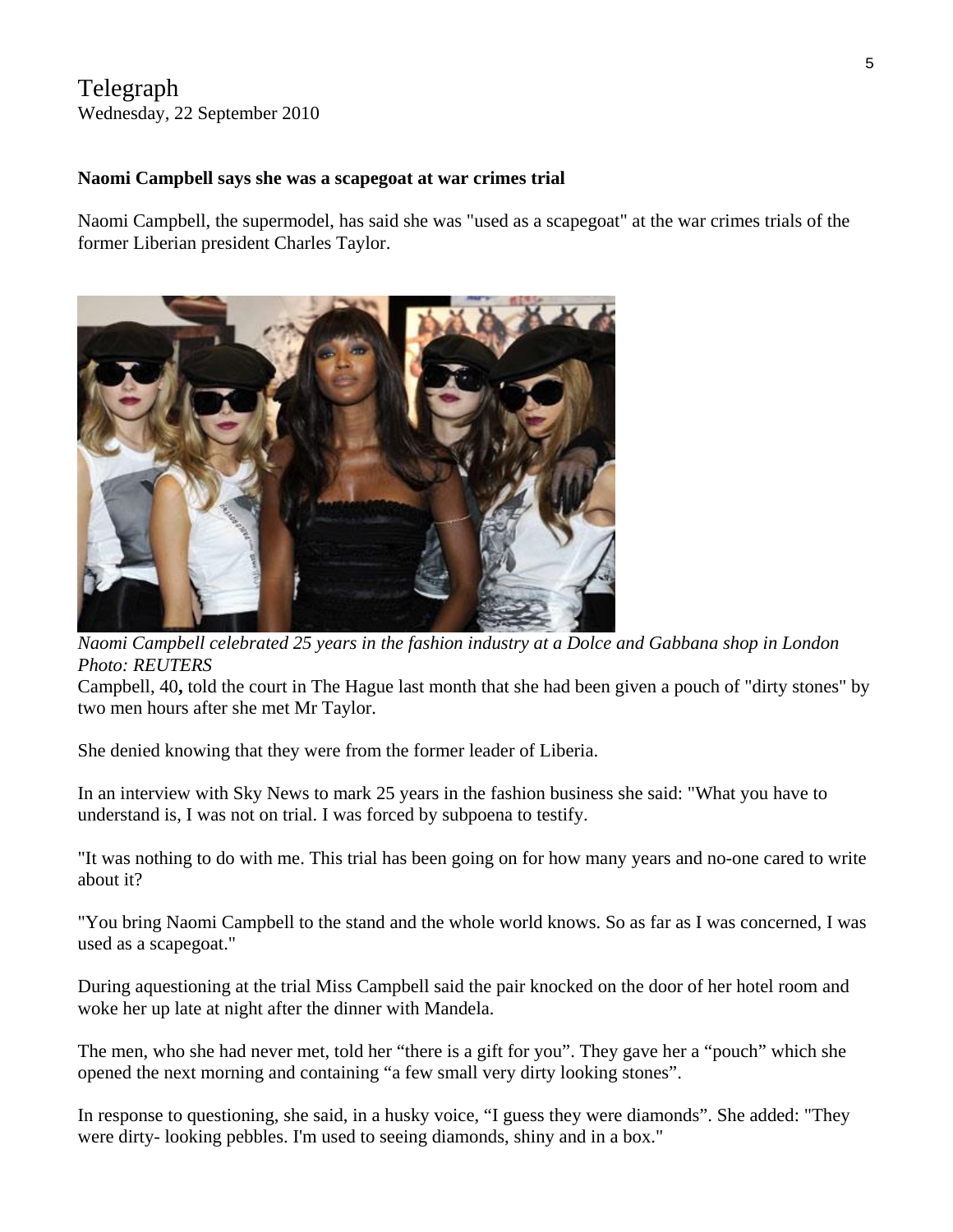Telegraph
Wednesday, 22 September 2010

**Naomi Campbell says she was a scapegoat at war crimes trial**

Naomi Campbell, the supermodel, has said she was "used as a scapegoat" at the war crimes trials of the former Liberian president Charles Taylor.

*Naomi Campbell celebrated 25 years in the fashion industry at a Dolce and Gabbana shop in London Photo: REUTERS*

Campbell, 40**,** told the court in The Hague last month that she had been given a pouch of "dirty stones" by two men hours after she met Mr Taylor.

She denied knowing that they were from the former leader of Liberia.

In an interview with Sky News to mark 25 years in the fashion business she said: "What you have to understand is, I was not on trial. I was forced by subpoena to testify.

"It was nothing to do with me. This trial has been going on for how many years and no-one cared to write about it?

"You bring Naomi Campbell to the stand and the whole world knows. So as far as I was concerned, I was used as a scapegoat."

During aquestioning at the trial Miss Campbell said the pair knocked on the door of her hotel room and woke her up late at night after the dinner with Mandela.

The men, who she had never met, told her "there is a gift for you". They gave her a "pouch" which she opened the next morning and containing "a few small very dirty looking stones".

In response to questioning, she said, in a husky voice, "I guess they were diamonds". She added: "They were dirty- looking pebbles. I'm used to seeing diamonds, shiny and in a box."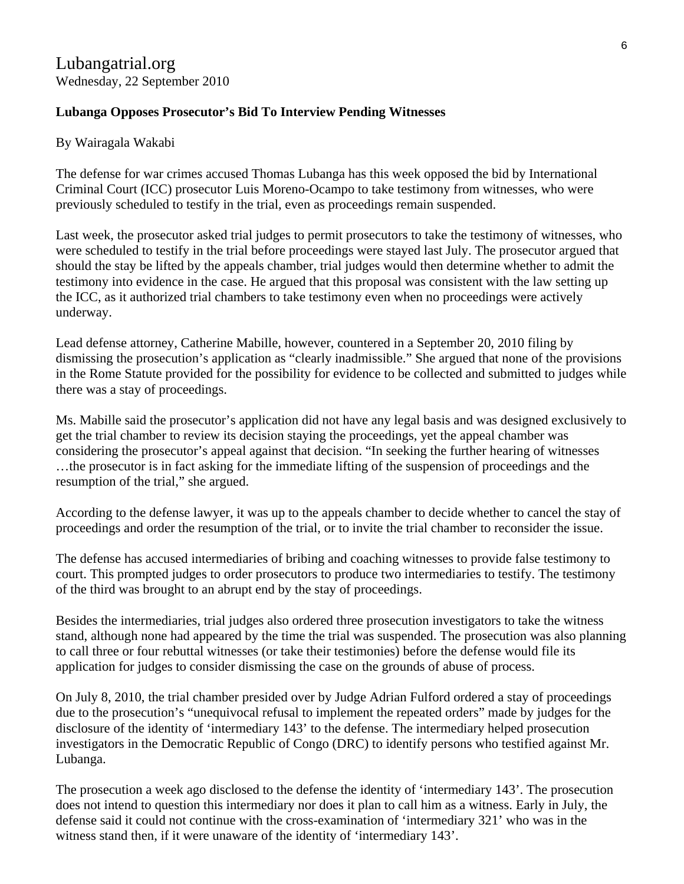Lubangatrial.org
Wednesday, 22 September 2010

**Lubanga Opposes Prosecutor's Bid To Interview Pending Witnesses**

By Wairagala Wakabi

The defense for war crimes accused Thomas Lubanga has this week opposed the bid by International Criminal Court (ICC) prosecutor Luis Moreno-Ocampo to take testimony from witnesses, who were previously scheduled to testify in the trial, even as proceedings remain suspended.

Last week, the prosecutor asked trial judges to permit prosecutors to take the testimony of witnesses, who were scheduled to testify in the trial before proceedings were stayed last July. The prosecutor argued that should the stay be lifted by the appeals chamber, trial judges would then determine whether to admit the testimony into evidence in the case. He argued that this proposal was consistent with the law setting up the ICC, as it authorized trial chambers to take testimony even when no proceedings were actively underway.

Lead defense attorney, Catherine Mabille, however, countered in a September 20, 2010 filing by dismissing the prosecution's application as "clearly inadmissible." She argued that none of the provisions in the Rome Statute provided for the possibility for evidence to be collected and submitted to judges while there was a stay of proceedings.

Ms. Mabille said the prosecutor's application did not have any legal basis and was designed exclusively to get the trial chamber to review its decision staying the proceedings, yet the appeal chamber was considering the prosecutor's appeal against that decision. "In seeking the further hearing of witnesses …the prosecutor is in fact asking for the immediate lifting of the suspension of proceedings and the resumption of the trial," she argued.

According to the defense lawyer, it was up to the appeals chamber to decide whether to cancel the stay of proceedings and order the resumption of the trial, or to invite the trial chamber to reconsider the issue.

The defense has accused intermediaries of bribing and coaching witnesses to provide false testimony to court. This prompted judges to order prosecutors to produce two intermediaries to testify. The testimony of the third was brought to an abrupt end by the stay of proceedings.

Besides the intermediaries, trial judges also ordered three prosecution investigators to take the witness stand, although none had appeared by the time the trial was suspended. The prosecution was also planning to call three or four rebuttal witnesses (or take their testimonies) before the defense would file its application for judges to consider dismissing the case on the grounds of abuse of process.

On July 8, 2010, the trial chamber presided over by Judge Adrian Fulford ordered a stay of proceedings due to the prosecution's "unequivocal refusal to implement the repeated orders" made by judges for the disclosure of the identity of 'intermediary 143' to the defense. The intermediary helped prosecution investigators in the Democratic Republic of Congo (DRC) to identify persons who testified against Mr. Lubanga.

The prosecution a week ago disclosed to the defense the identity of 'intermediary 143'. The prosecution does not intend to question this intermediary nor does it plan to call him as a witness. Early in July, the defense said it could not continue with the cross-examination of 'intermediary 321' who was in the witness stand then, if it were unaware of the identity of 'intermediary 143'.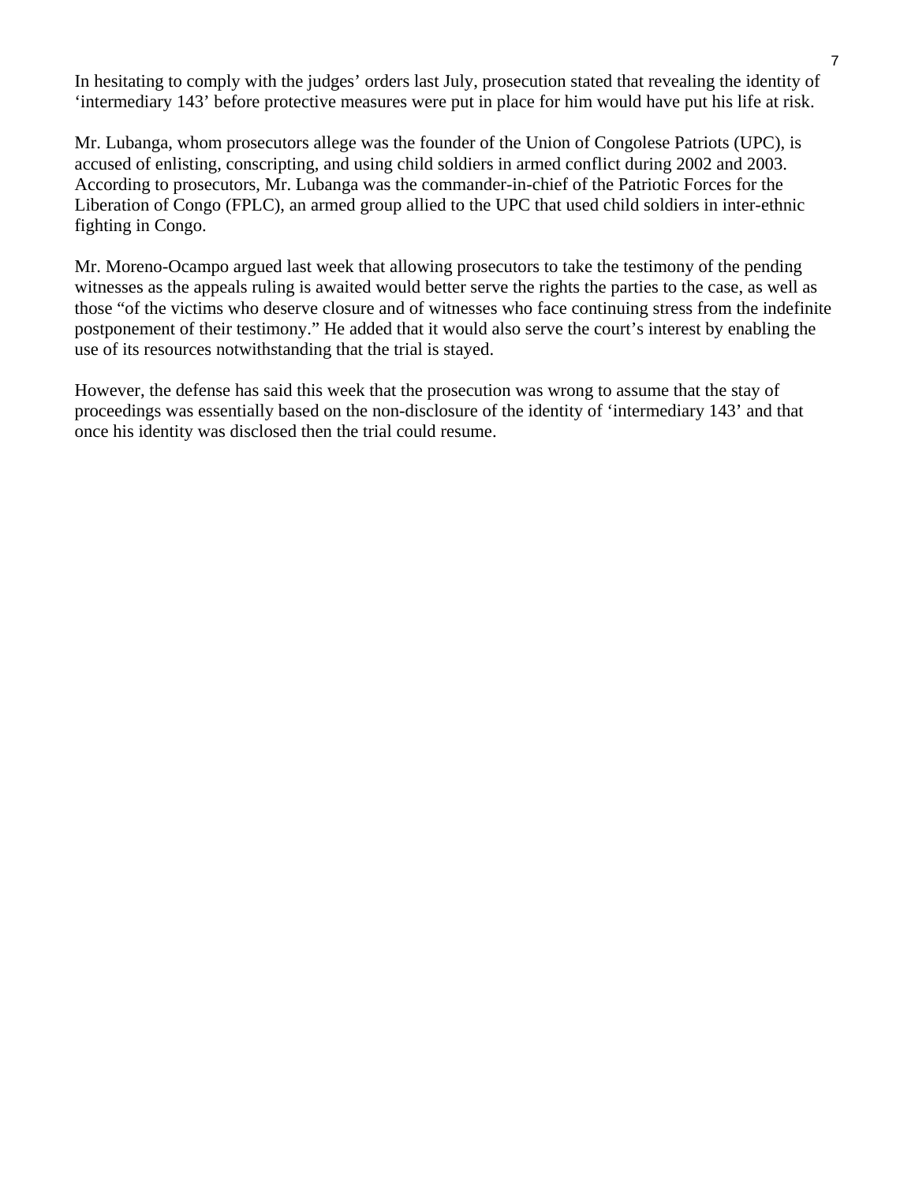In hesitating to comply with the judges' orders last July, prosecution stated that revealing the identity of 'intermediary 143' before protective measures were put in place for him would have put his life at risk.

Mr. Lubanga, whom prosecutors allege was the founder of the Union of Congolese Patriots (UPC), is accused of enlisting, conscripting, and using child soldiers in armed conflict during 2002 and 2003. According to prosecutors, Mr. Lubanga was the commander-in-chief of the Patriotic Forces for the Liberation of Congo (FPLC), an armed group allied to the UPC that used child soldiers in inter-ethnic fighting in Congo.

Mr. Moreno-Ocampo argued last week that allowing prosecutors to take the testimony of the pending witnesses as the appeals ruling is awaited would better serve the rights the parties to the case, as well as those "of the victims who deserve closure and of witnesses who face continuing stress from the indefinite postponement of their testimony." He added that it would also serve the court's interest by enabling the use of its resources notwithstanding that the trial is stayed.

However, the defense has said this week that the prosecution was wrong to assume that the stay of proceedings was essentially based on the non-disclosure of the identity of 'intermediary 143' and that once his identity was disclosed then the trial could resume.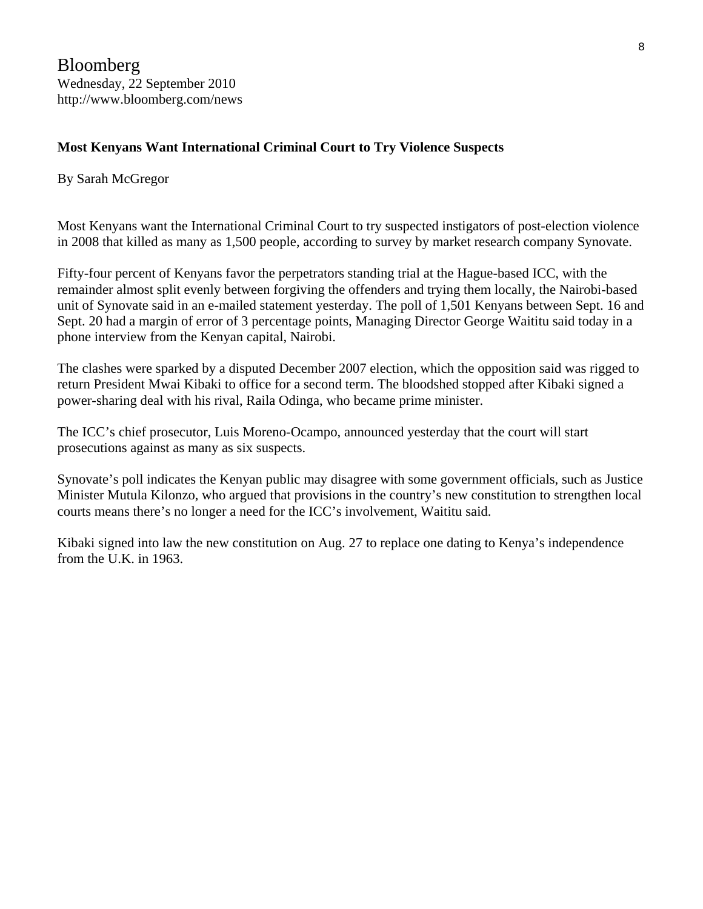Bloomberg
Wednesday, 22 September 2010
http://www.bloomberg.com/news

**Most Kenyans Want International Criminal Court to Try Violence Suspects**

By Sarah McGregor

Most Kenyans want the International Criminal Court to try suspected instigators of post-election violence in 2008 that killed as many as 1,500 people, according to survey by market research company Synovate.

Fifty-four percent of Kenyans favor the perpetrators standing trial at the Hague-based ICC, with the remainder almost split evenly between forgiving the offenders and trying them locally, the Nairobi-based unit of Synovate said in an e-mailed statement yesterday. The poll of 1,501 Kenyans between Sept. 16 and Sept. 20 had a margin of error of 3 percentage points, Managing Director George Waititu said today in a phone interview from the Kenyan capital, Nairobi.

The clashes were sparked by a disputed December 2007 election, which the opposition said was rigged to return President Mwai Kibaki to office for a second term. The bloodshed stopped after Kibaki signed a power-sharing deal with his rival, Raila Odinga, who became prime minister.

The ICC's chief prosecutor, Luis Moreno-Ocampo, announced yesterday that the court will start prosecutions against as many as six suspects.

Synovate's poll indicates the Kenyan public may disagree with some government officials, such as Justice Minister Mutula Kilonzo, who argued that provisions in the country's new constitution to strengthen local courts means there's no longer a need for the ICC's involvement, Waititu said.

Kibaki signed into law the new constitution on Aug. 27 to replace one dating to Kenya's independence from the U.K. in 1963.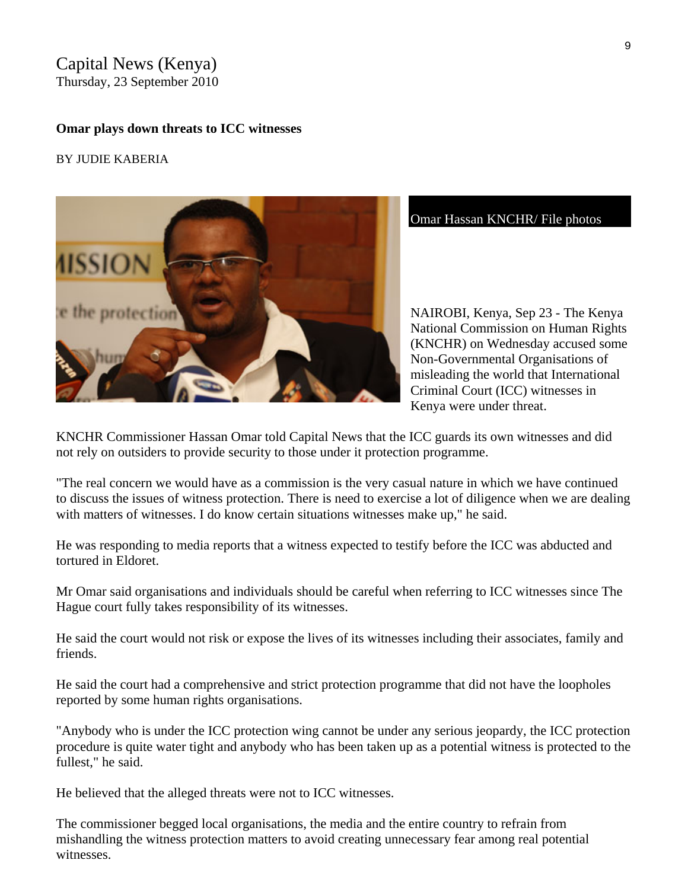Capital News (Kenya)
Thursday, 23 September 2010

**Omar plays down threats to ICC witnesses**

BY JUDIE KABERIA

Omar Hassan KNCHR/ File photos

NAIROBI, Kenya, Sep 23 - The Kenya National Commission on Human Rights (KNCHR) on Wednesday accused some Non-Governmental Organisations of misleading the world that International Criminal Court (ICC) witnesses in Kenya were under threat.

KNCHR Commissioner Hassan Omar told Capital News that the ICC guards its own witnesses and did not rely on outsiders to provide security to those under it protection programme.

"The real concern we would have as a commission is the very casual nature in which we have continued to discuss the issues of witness protection. There is need to exercise a lot of diligence when we are dealing with matters of witnesses. I do know certain situations witnesses make up," he said.

He was responding to media reports that a witness expected to testify before the ICC was abducted and tortured in Eldoret.

Mr Omar said organisations and individuals should be careful when referring to ICC witnesses since The Hague court fully takes responsibility of its witnesses.

He said the court would not risk or expose the lives of its witnesses including their associates, family and friends.

He said the court had a comprehensive and strict protection programme that did not have the loopholes reported by some human rights organisations.

"Anybody who is under the ICC protection wing cannot be under any serious jeopardy, the ICC protection procedure is quite water tight and anybody who has been taken up as a potential witness is protected to the fullest," he said.

He believed that the alleged threats were not to ICC witnesses.

The commissioner begged local organisations, the media and the entire country to refrain from mishandling the witness protection matters to avoid creating unnecessary fear among real potential witnesses.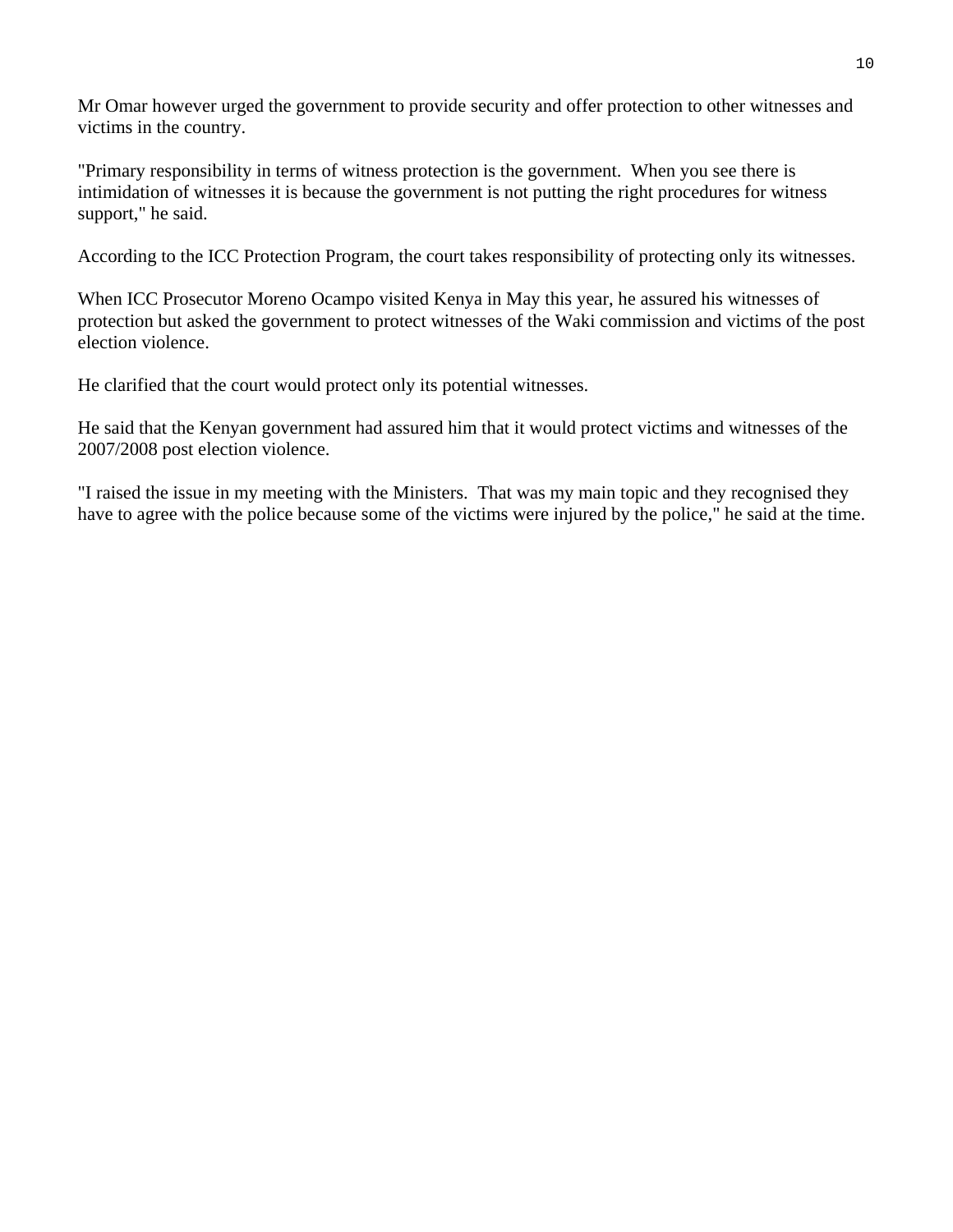Mr Omar however urged the government to provide security and offer protection to other witnesses and victims in the country.

"Primary responsibility in terms of witness protection is the government.  When you see there is intimidation of witnesses it is because the government is not putting the right procedures for witness support," he said.

According to the ICC Protection Program, the court takes responsibility of protecting only its witnesses.

When ICC Prosecutor Moreno Ocampo visited Kenya in May this year, he assured his witnesses of protection but asked the government to protect witnesses of the Waki commission and victims of the post election violence.

He clarified that the court would protect only its potential witnesses.

He said that the Kenyan government had assured him that it would protect victims and witnesses of the 2007/2008 post election violence.

"I raised the issue in my meeting with the Ministers.  That was my main topic and they recognised they have to agree with the police because some of the victims were injured by the police," he said at the time.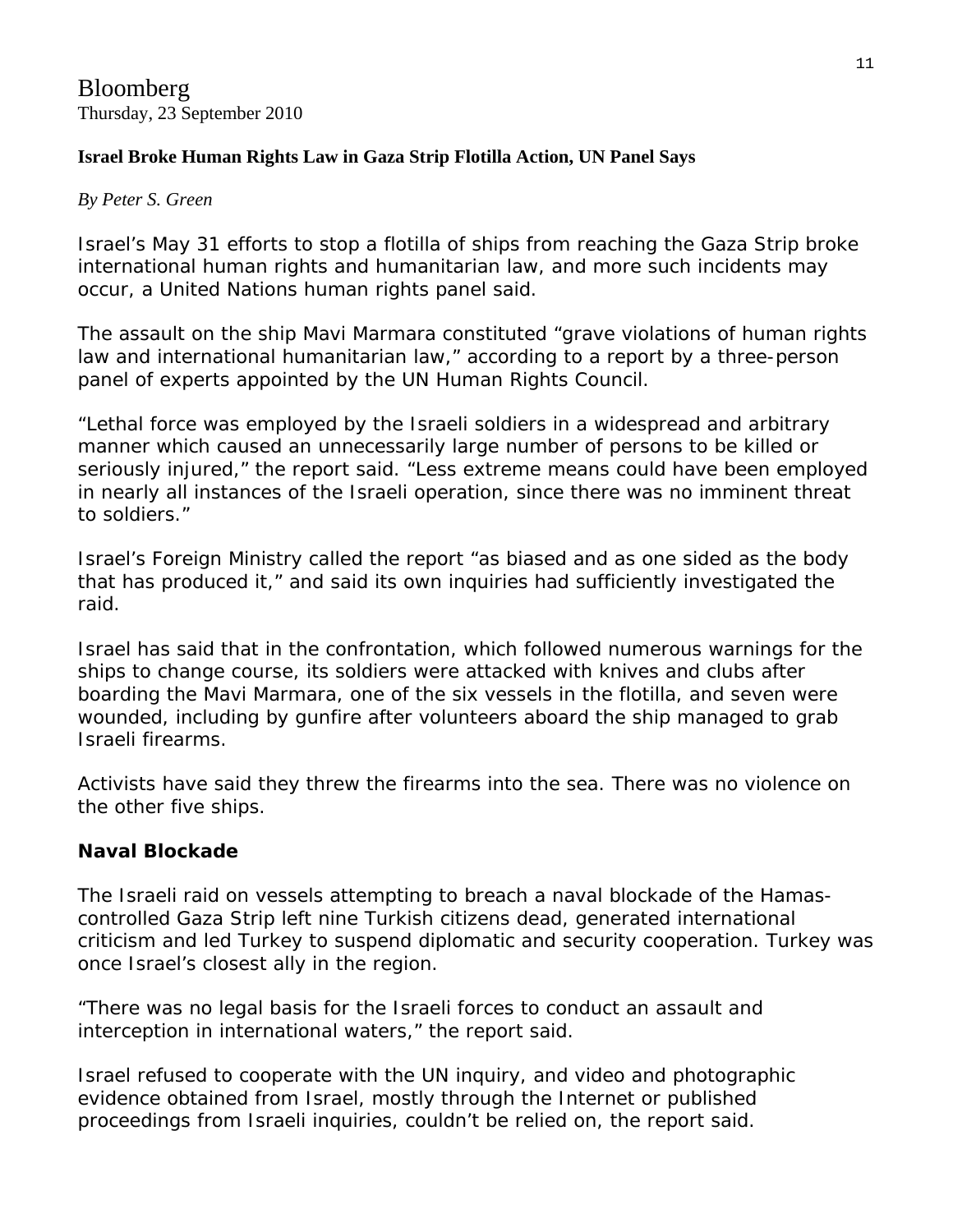Bloomberg
Thursday, 23 September 2010

**Israel Broke Human Rights Law in Gaza Strip Flotilla Action, UN Panel Says**

*By Peter S. Green*

Israel's May 31 efforts to stop a flotilla of ships from reaching the Gaza Strip broke international human rights and humanitarian law, and more such incidents may occur, a United Nations human rights panel said.

The assault on the ship Mavi Marmara constituted "grave violations of human rights law and international humanitarian law," according to a report by a three-person panel of experts appointed by the UN Human Rights Council.

"Lethal force was employed by the Israeli soldiers in a widespread and arbitrary manner which caused an unnecessarily large number of persons to be killed or seriously injured," the report said. "Less extreme means could have been employed in nearly all instances of the Israeli operation, since there was no imminent threat to soldiers."

Israel's Foreign Ministry called the report "as biased and as one sided as the body that has produced it," and said its own inquiries had sufficiently investigated the raid.

Israel has said that in the confrontation, which followed numerous warnings for the ships to change course, its soldiers were attacked with knives and clubs after boarding the Mavi Marmara, one of the six vessels in the flotilla, and seven were wounded, including by gunfire after volunteers aboard the ship managed to grab Israeli firearms.

Activists have said they threw the firearms into the sea. There was no violence on the other five ships.

## Naval Blockade

The Israeli raid on vessels attempting to breach a naval blockade of the Hamas-controlled Gaza Strip left nine Turkish citizens dead, generated international criticism and led Turkey to suspend diplomatic and security cooperation. Turkey was once Israel's closest ally in the region.

"There was no legal basis for the Israeli forces to conduct an assault and interception in international waters," the report said.

Israel refused to cooperate with the UN inquiry, and video and photographic evidence obtained from Israel, mostly through the Internet or published proceedings from Israeli inquiries, couldn't be relied on, the report said.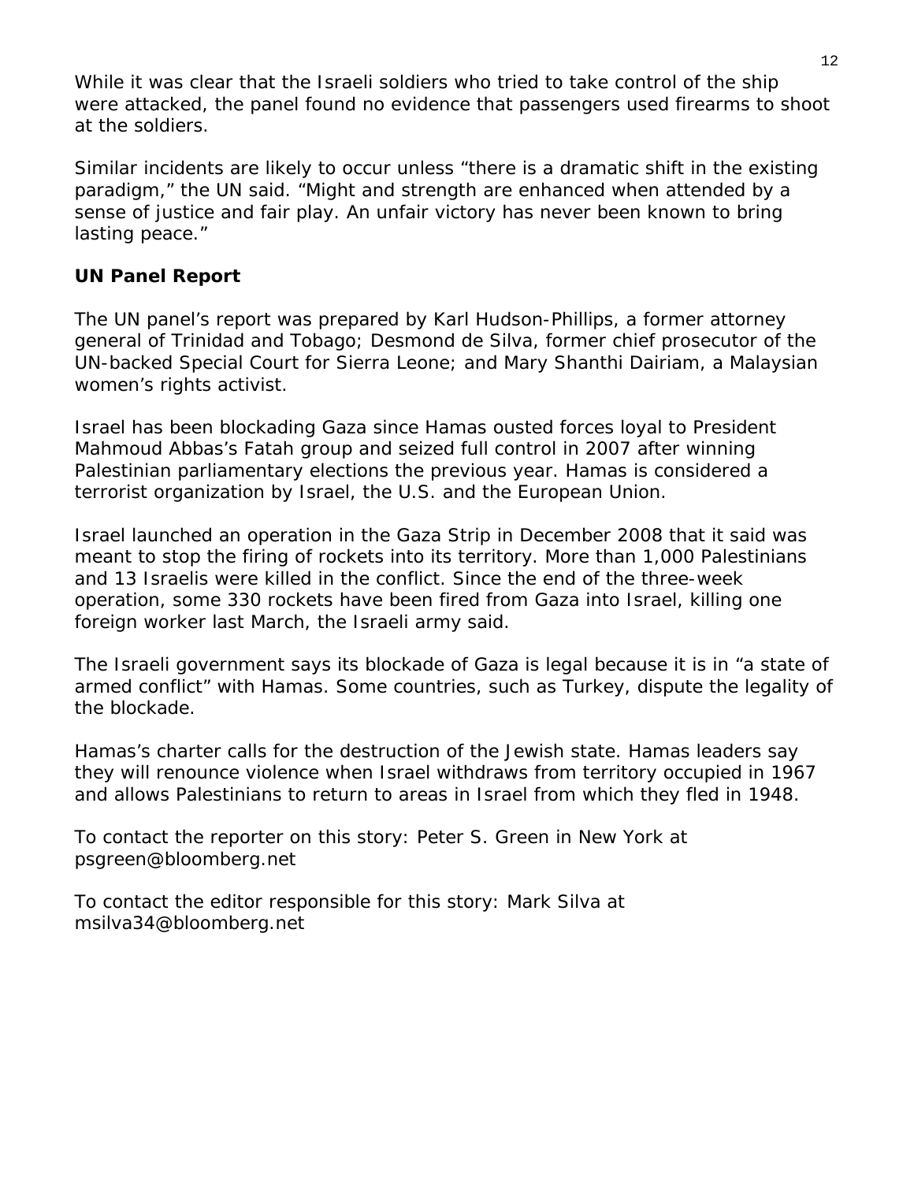While it was clear that the Israeli soldiers who tried to take control of the ship were attacked, the panel found no evidence that passengers used firearms to shoot at the soldiers.

Similar incidents are likely to occur unless "there is a dramatic shift in the existing paradigm," the UN said. "Might and strength are enhanced when attended by a sense of justice and fair play. An unfair victory has never been known to bring lasting peace."

**UN Panel Report**

The UN panel's report was prepared by Karl Hudson-Phillips, a former attorney general of Trinidad and Tobago; Desmond de Silva, former chief prosecutor of the UN-backed Special Court for Sierra Leone; and Mary Shanthi Dairiam, a Malaysian women's rights activist.

Israel has been blockading Gaza since Hamas ousted forces loyal to President Mahmoud Abbas's Fatah group and seized full control in 2007 after winning Palestinian parliamentary elections the previous year. Hamas is considered a terrorist organization by Israel, the U.S. and the European Union.

Israel launched an operation in the Gaza Strip in December 2008 that it said was meant to stop the firing of rockets into its territory. More than 1,000 Palestinians and 13 Israelis were killed in the conflict. Since the end of the three-week operation, some 330 rockets have been fired from Gaza into Israel, killing one foreign worker last March, the Israeli army said.

The Israeli government says its blockade of Gaza is legal because it is in "a state of armed conflict" with Hamas. Some countries, such as Turkey, dispute the legality of the blockade.

Hamas's charter calls for the destruction of the Jewish state. Hamas leaders say they will renounce violence when Israel withdraws from territory occupied in 1967 and allows Palestinians to return to areas in Israel from which they fled in 1948.

To contact the reporter on this story: Peter S. Green in New York at psgreen@bloomberg.net

To contact the editor responsible for this story: Mark Silva at msilva34@bloomberg.net